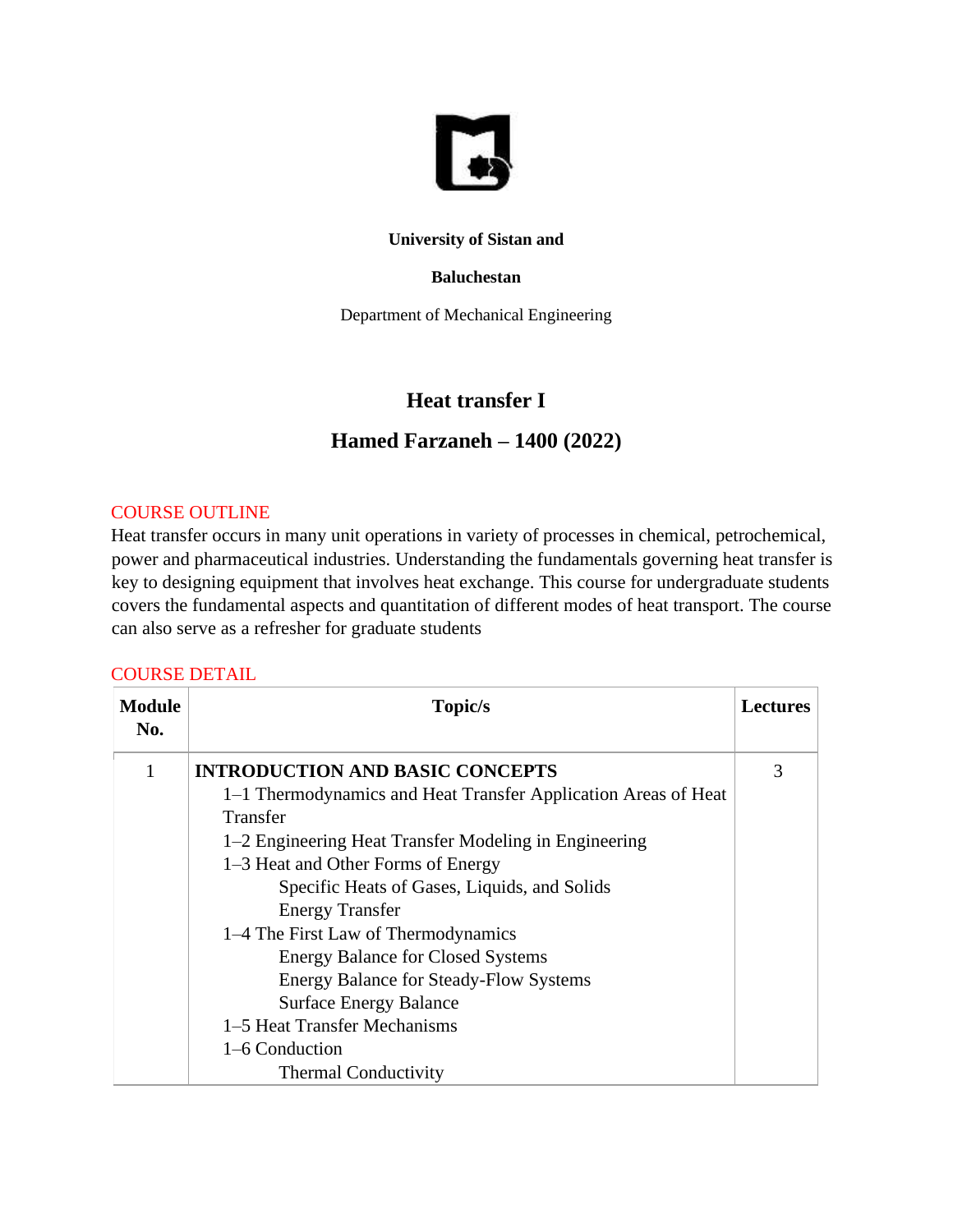**University of Sistan and**

**Baluchestan**

Department of Mechanical Engineering

# Heat transfer I

## Hamed Farzaneh – 1400 (2022)

### COURSE OUTLINE

Heat transfer occurs in many unit operations in variety of processes in chemical, petrochemical, power and pharmaceutical industries. Understanding the fundamentals governing heat transfer is key to designing equipment that involves heat exchange. This course for undergraduate students covers the fundamental aspects and quantitation of different modes of heat transport. The course can also serve as a refresher for graduate students

### COURSE DETAIL

| Module No. | Topic/s | Lectures |
|---|---|---|
| 1 | **INTRODUCTION AND BASIC CONCEPTS**<br>1–1 Thermodynamics and Heat Transfer Application Areas of Heat Transfer<br>1–2 Engineering Heat Transfer Modeling in Engineering<br>1–3 Heat and Other Forms of Energy<br>Specific Heats of Gases, Liquids, and Solids<br>Energy Transfer<br>1–4 The First Law of Thermodynamics<br>Energy Balance for Closed Systems<br>Energy Balance for Steady-Flow Systems<br>Surface Energy Balance<br>1–5 Heat Transfer Mechanisms<br>1–6 Conduction<br>Thermal Conductivity | 3 |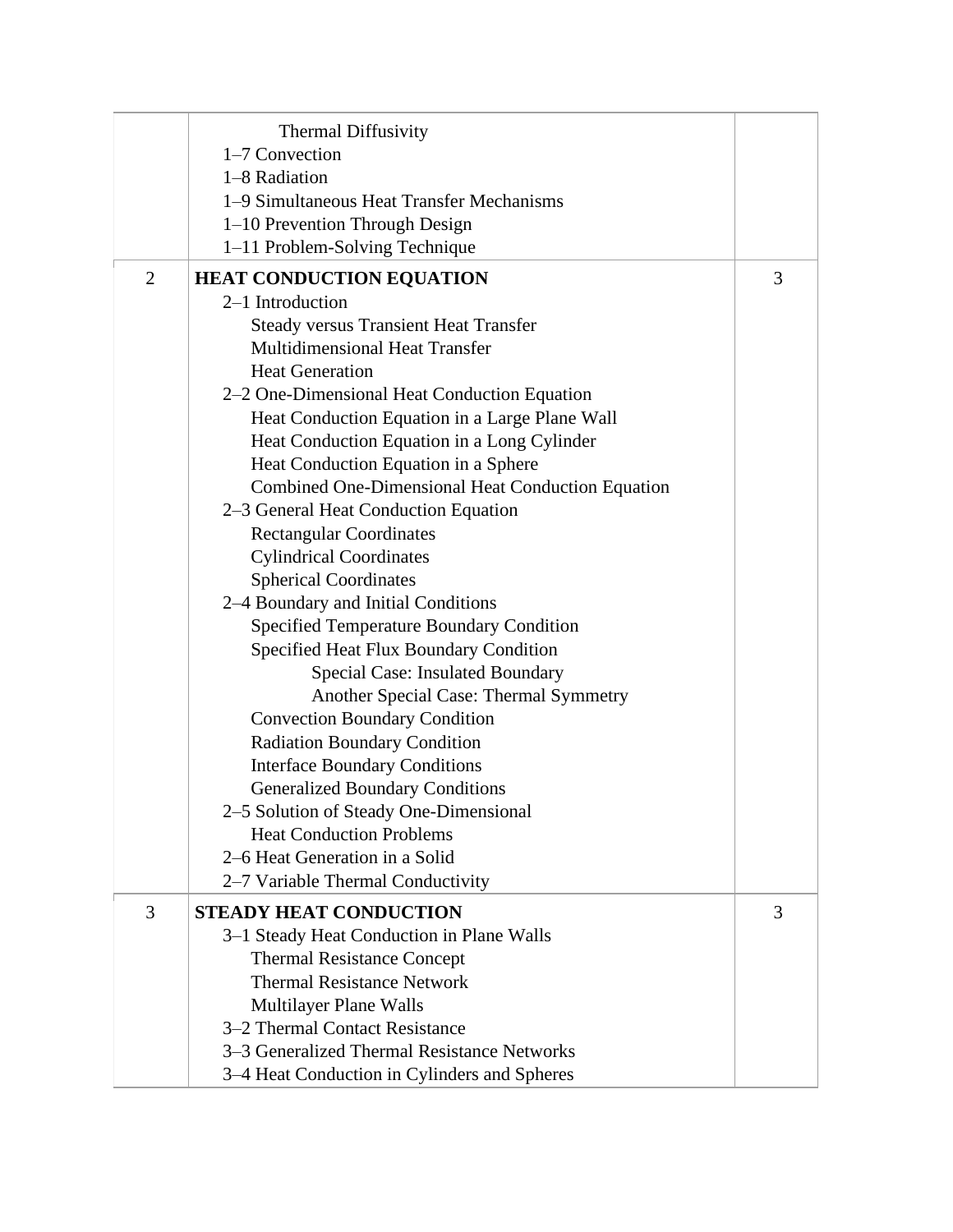|  |  |  |
| --- | --- | --- |
|  | Thermal Diffusivity<br>1–7 Convection<br>1–8 Radiation<br>1–9 Simultaneous Heat Transfer Mechanisms<br>1–10 Prevention Through Design<br>1–11 Problem-Solving Technique |  |
| 2 | **HEAT CONDUCTION EQUATION**<br>2–1 Introduction<br>Steady versus Transient Heat Transfer<br>Multidimensional Heat Transfer<br>Heat Generation<br>2–2 One-Dimensional Heat Conduction Equation<br>Heat Conduction Equation in a Large Plane Wall<br>Heat Conduction Equation in a Long Cylinder<br>Heat Conduction Equation in a Sphere<br>Combined One-Dimensional Heat Conduction Equation<br>2–3 General Heat Conduction Equation<br>Rectangular Coordinates<br>Cylindrical Coordinates<br>Spherical Coordinates<br>2–4 Boundary and Initial Conditions<br>Specified Temperature Boundary Condition<br>Specified Heat Flux Boundary Condition<br>Special Case: Insulated Boundary<br>Another Special Case: Thermal Symmetry<br>Convection Boundary Condition<br>Radiation Boundary Condition<br>Interface Boundary Conditions<br>Generalized Boundary Conditions<br>2–5 Solution of Steady One-Dimensional Heat Conduction Problems<br>2–6 Heat Generation in a Solid<br>2–7 Variable Thermal Conductivity | 3 |
| 3 | **STEADY HEAT CONDUCTION**<br>3–1 Steady Heat Conduction in Plane Walls<br>Thermal Resistance Concept<br>Thermal Resistance Network<br>Multilayer Plane Walls<br>3–2 Thermal Contact Resistance<br>3–3 Generalized Thermal Resistance Networks<br>3–4 Heat Conduction in Cylinders and Spheres | 3 |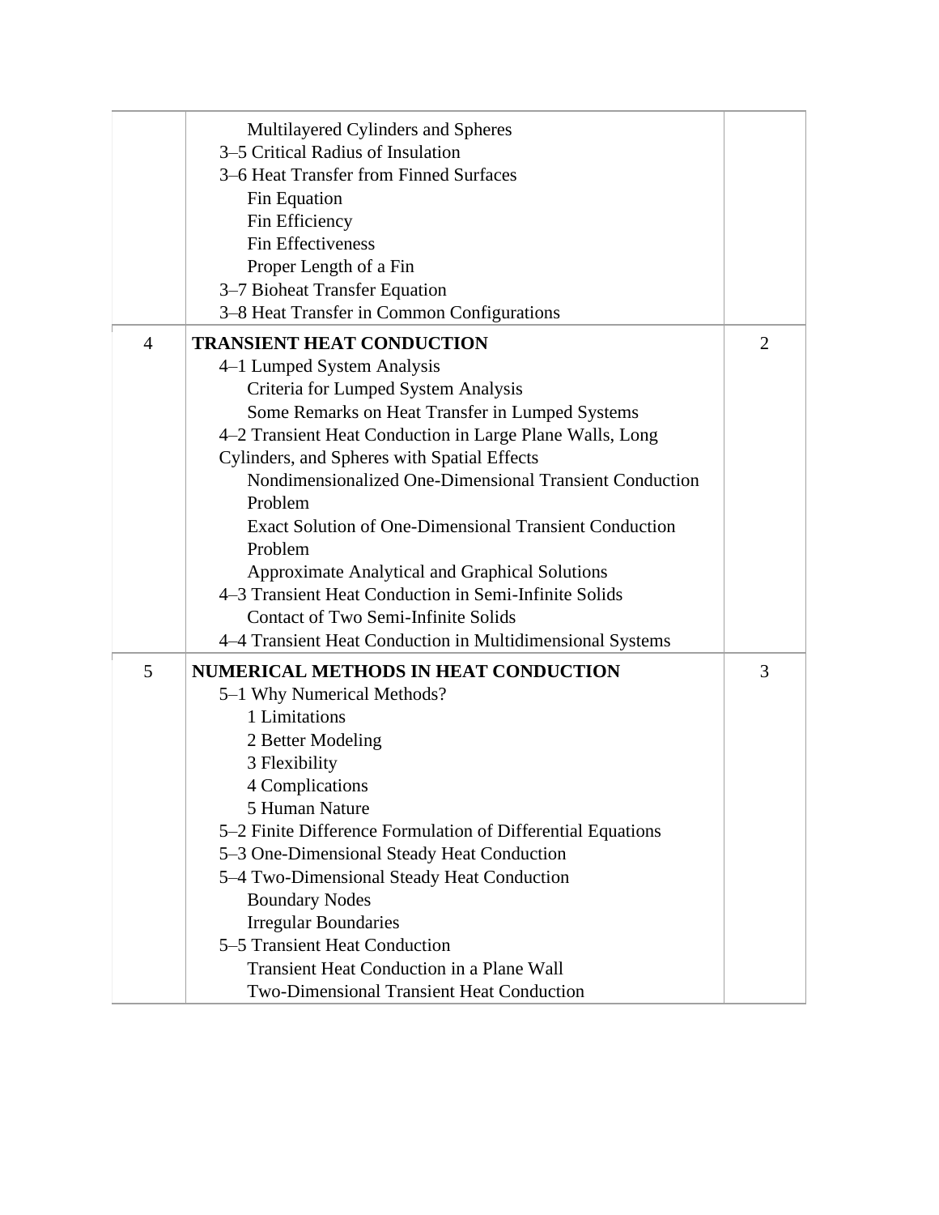| | | |
|---|---|---|
| | Multilayered Cylinders and Spheres<br>3–5 Critical Radius of Insulation<br>3–6 Heat Transfer from Finned Surfaces<br>Fin Equation<br>Fin Efficiency<br>Fin Effectiveness<br>Proper Length of a Fin<br>3–7 Bioheat Transfer Equation<br>3–8 Heat Transfer in Common Configurations | |
| 4 | **TRANSIENT HEAT CONDUCTION**<br>4–1 Lumped System Analysis<br>Criteria for Lumped System Analysis<br>Some Remarks on Heat Transfer in Lumped Systems<br>4–2 Transient Heat Conduction in Large Plane Walls, Long Cylinders, and Spheres with Spatial Effects<br>Nondimensionalized One-Dimensional Transient Conduction Problem<br>Exact Solution of One-Dimensional Transient Conduction Problem<br>Approximate Analytical and Graphical Solutions<br>4–3 Transient Heat Conduction in Semi-Infinite Solids<br>Contact of Two Semi-Infinite Solids<br>4–4 Transient Heat Conduction in Multidimensional Systems | 2 |
| 5 | **NUMERICAL METHODS IN HEAT CONDUCTION**<br>5–1 Why Numerical Methods?<br>1 Limitations<br>2 Better Modeling<br>3 Flexibility<br>4 Complications<br>5 Human Nature<br>5–2 Finite Difference Formulation of Differential Equations<br>5–3 One-Dimensional Steady Heat Conduction<br>5–4 Two-Dimensional Steady Heat Conduction<br>Boundary Nodes<br>Irregular Boundaries<br>5–5 Transient Heat Conduction<br>Transient Heat Conduction in a Plane Wall<br>Two-Dimensional Transient Heat Conduction | 3 |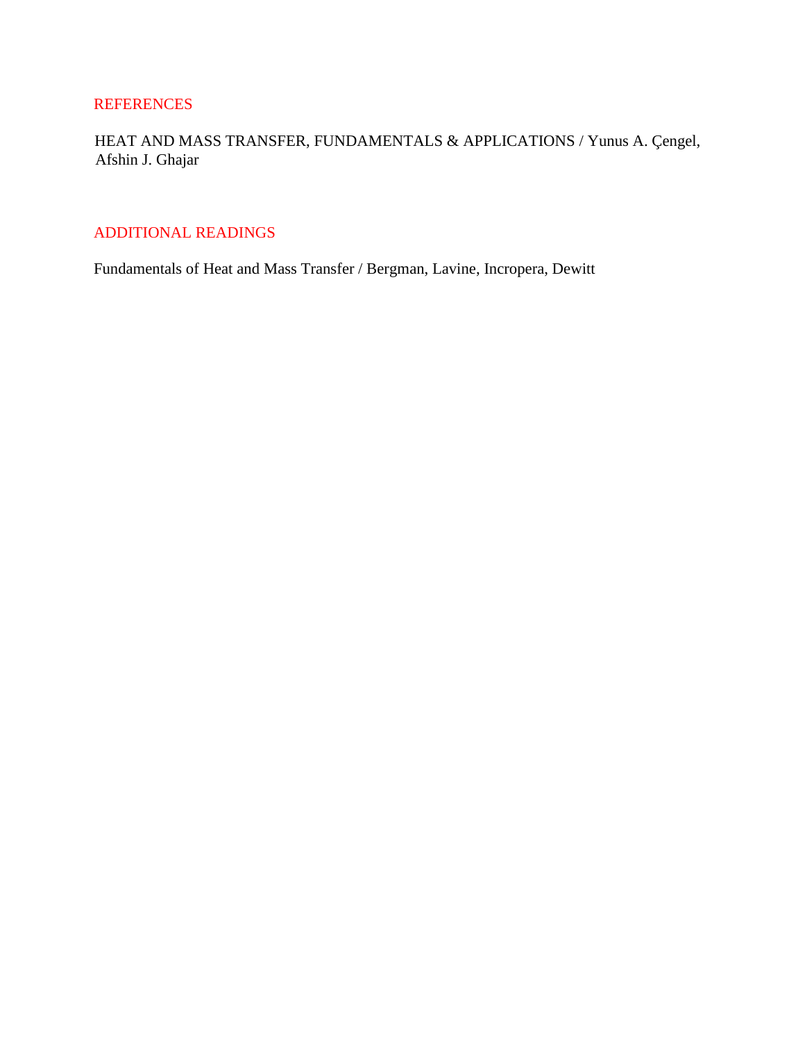## REFERENCES

HEAT AND MASS TRANSFER, FUNDAMENTALS & APPLICATIONS / Yunus A. Çengel, Afshin J. Ghajar

## ADDITIONAL READINGS

Fundamentals of Heat and Mass Transfer / Bergman, Lavine, Incropera, Dewitt